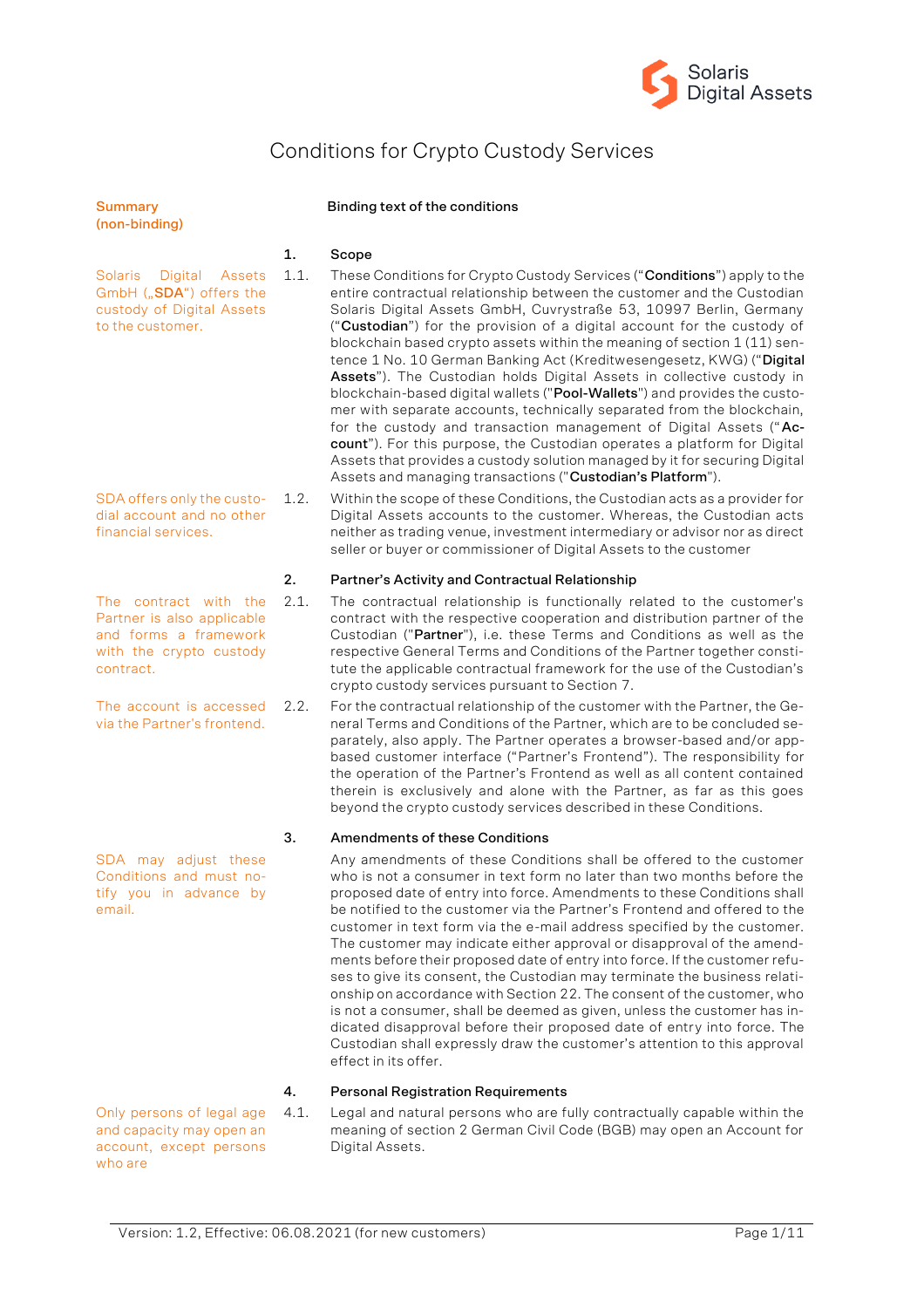# Conditions for Crypto Custody Services

| Summary (non-binding) | | Binding text of the conditions |
|---|---|---|

## 1. Scope

*Solaris Digital Assets GmbH („SDA“) offers the custody of Digital Assets to the customer.*

1.1. These Conditions for Crypto Custody Services (“**Conditions**”) apply to the entire contractual relationship between the customer and the Custodian Solaris Digital Assets GmbH, Cuvrystraße 53, 10997 Berlin, Germany (“**Custodian**”) for the provision of a digital account for the custody of blockchain based crypto assets within the meaning of section 1 (11) sentence 1 No. 10 German Banking Act (Kreditwesengesetz, KWG) (“**Digital Assets**”). The Custodian holds Digital Assets in collective custody in blockchain-based digital wallets ("**Pool-Wallets**") and provides the customer with separate accounts, technically separated from the blockchain, for the custody and transaction management of Digital Assets (“**Account**”). For this purpose, the Custodian operates a platform for Digital Assets that provides a custody solution managed by it for securing Digital Assets and managing transactions ("**Custodian’s Platform**").

*SDA offers only the custodial account and no other financial services.*

1.2. Within the scope of these Conditions, the Custodian acts as a provider for Digital Assets accounts to the customer. Whereas, the Custodian acts neither as trading venue, investment intermediary or advisor nor as direct seller or buyer or commissioner of Digital Assets to the customer

## 2. Partner’s Activity and Contractual Relationship

*The contract with the Partner is also applicable and forms a framework with the crypto custody contract.*

2.1. The contractual relationship is functionally related to the customer's contract with the respective cooperation and distribution partner of the Custodian ("**Partner**"), i.e. these Terms and Conditions as well as the respective General Terms and Conditions of the Partner together constitute the applicable contractual framework for the use of the Custodian’s crypto custody services pursuant to Section 7.

*The account is accessed via the Partner’s frontend.*

2.2. For the contractual relationship of the customer with the Partner, the General Terms and Conditions of the Partner, which are to be concluded separately, also apply. The Partner operates a browser-based and/or app-based customer interface (“Partner’s Frontend”). The responsibility for the operation of the Partner’s Frontend as well as all content contained therein is exclusively and alone with the Partner, as far as this goes beyond the crypto custody services described in these Conditions.

## 3. Amendments of these Conditions

*SDA may adjust these Conditions and must notify you in advance by email.*

Any amendments of these Conditions shall be offered to the customer who is not a consumer in text form no later than two months before the proposed date of entry into force. Amendments to these Conditions shall be notified to the customer via the Partner’s Frontend and offered to the customer in text form via the e-mail address specified by the customer. The customer may indicate either approval or disapproval of the amendments before their proposed date of entry into force. If the customer refuses to give its consent, the Custodian may terminate the business relationship on accordance with Section 22. The consent of the customer, who is not a consumer, shall be deemed as given, unless the customer has indicated disapproval before their proposed date of entry into force. The Custodian shall expressly draw the customer’s attention to this approval effect in its offer.

## 4. Personal Registration Requirements

*Only persons of legal age and capacity may open an account, except persons who are*

4.1. Legal and natural persons who are fully contractually capable within the meaning of section 2 German Civil Code (BGB) may open an Account for Digital Assets.

Version: 1.2, Effective: 06.08.2021 (for new customers)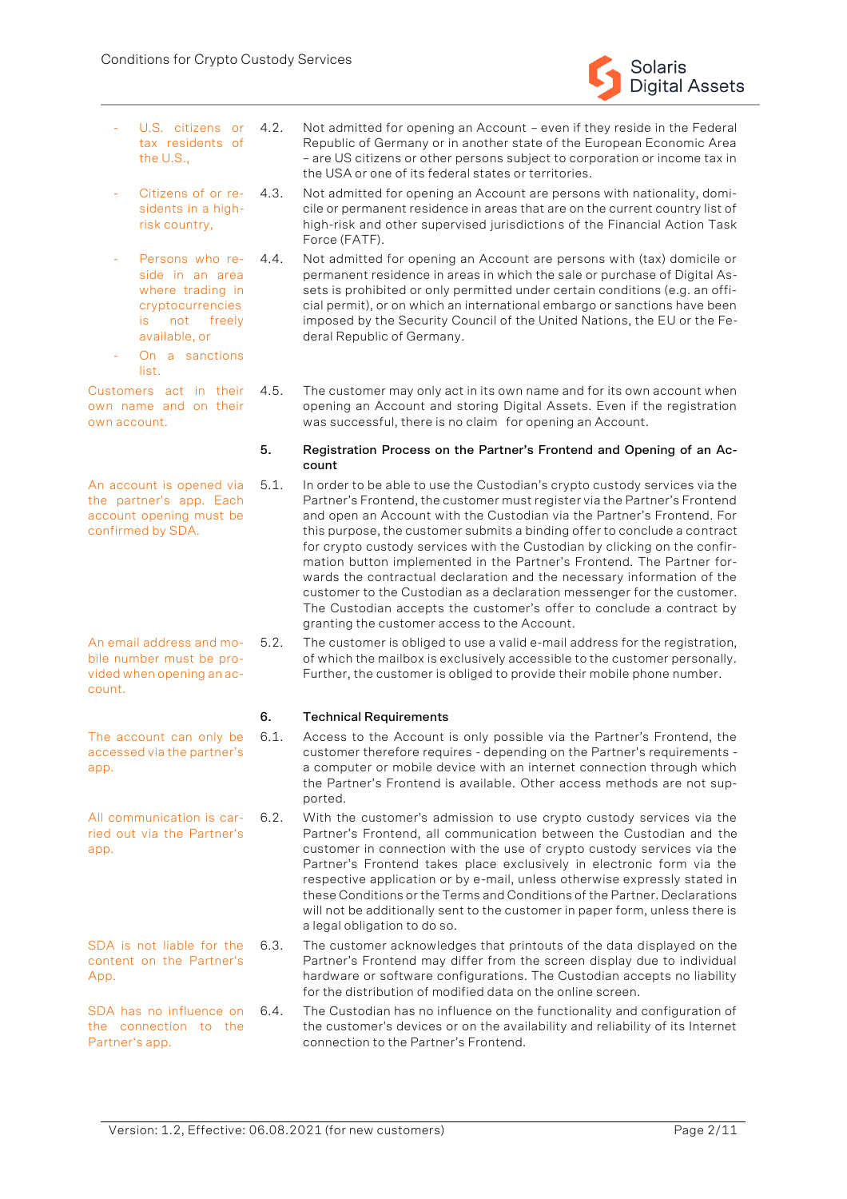- U.S. citizens or tax residents of the U.S.,

4.2. Not admitted for opening an Account – even if they reside in the Federal Republic of Germany or in another state of the European Economic Area – are US citizens or other persons subject to corporation or income tax in the USA or one of its federal states or territories.

- Citizens of or residents in a high-risk country,

4.3. Not admitted for opening an Account are persons with nationality, domicile or permanent residence in areas that are on the current country list of high-risk and other supervised jurisdictions of the Financial Action Task Force (FATF).

- Persons who reside in an area where trading in cryptocurrencies is not freely available, or
- On a sanctions list.

4.4. Not admitted for opening an Account are persons with (tax) domicile or permanent residence in areas in which the sale or purchase of Digital Assets is prohibited or only permitted under certain conditions (e.g. an official permit), or on which an international embargo or sanctions have been imposed by the Security Council of the United Nations, the EU or the Federal Republic of Germany.

*Customers act in their own name and on their own account.*

4.5. The customer may only act in its own name and for its own account when opening an Account and storing Digital Assets. Even if the registration was successful, there is no claim for opening an Account.

## 5. Registration Process on the Partner's Frontend and Opening of an Account

*An account is opened via the partner's app. Each account opening must be confirmed by SDA.*

5.1. In order to be able to use the Custodian's crypto custody services via the Partner's Frontend, the customer must register via the Partner's Frontend and open an Account with the Custodian via the Partner's Frontend. For this purpose, the customer submits a binding offer to conclude a contract for crypto custody services with the Custodian by clicking on the confirmation button implemented in the Partner's Frontend. The Partner forwards the contractual declaration and the necessary information of the customer to the Custodian as a declaration messenger for the customer. The Custodian accepts the customer's offer to conclude a contract by granting the customer access to the Account.

*An email address and mobile number must be provided when opening an account.*

5.2. The customer is obliged to use a valid e-mail address for the registration, of which the mailbox is exclusively accessible to the customer personally. Further, the customer is obliged to provide their mobile phone number.

## 6. Technical Requirements

*The account can only be accessed via the partner's app.*

6.1. Access to the Account is only possible via the Partner's Frontend, the customer therefore requires - depending on the Partner's requirements - a computer or mobile device with an internet connection through which the Partner's Frontend is available. Other access methods are not supported.

*All communication is carried out via the Partner's app.*

6.2. With the customer's admission to use crypto custody services via the Partner's Frontend, all communication between the Custodian and the customer in connection with the use of crypto custody services via the Partner's Frontend takes place exclusively in electronic form via the respective application or by e-mail, unless otherwise expressly stated in these Conditions or the Terms and Conditions of the Partner. Declarations will not be additionally sent to the customer in paper form, unless there is a legal obligation to do so.

*SDA is not liable for the content on the Partner's App.*

6.3. The customer acknowledges that printouts of the data displayed on the Partner's Frontend may differ from the screen display due to individual hardware or software configurations. The Custodian accepts no liability for the distribution of modified data on the online screen.

*SDA has no influence on the connection to the Partner's app.*

6.4. The Custodian has no influence on the functionality and configuration of the customer's devices or on the availability and reliability of its Internet connection to the Partner's Frontend.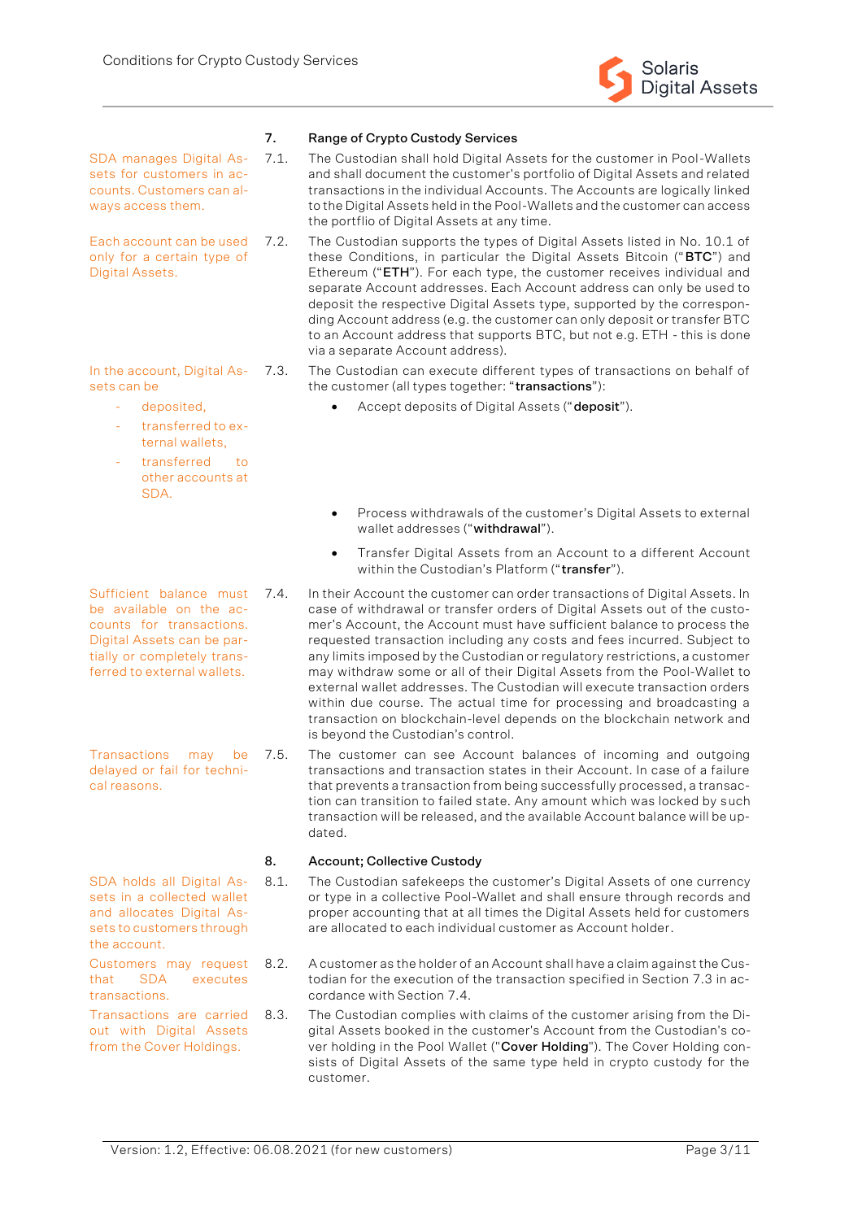## 7. Range of Crypto Custody Services

*SDA manages Digital Assets for customers in accounts. Customers can always access them.*

7.1. The Custodian shall hold Digital Assets for the customer in Pool-Wallets and shall document the customer's portfolio of Digital Assets and related transactions in the individual Accounts. The Accounts are logically linked to the Digital Assets held in the Pool-Wallets and the customer can access the portflio of Digital Assets at any time.

*Each account can be used only for a certain type of Digital Assets.*

7.2. The Custodian supports the types of Digital Assets listed in No. 10.1 of these Conditions, in particular the Digital Assets Bitcoin ("**BTC**") and Ethereum ("**ETH**"). For each type, the customer receives individual and separate Account addresses. Each Account address can only be used to deposit the respective Digital Assets type, supported by the corresponding Account address (e.g. the customer can only deposit or transfer BTC to an Account address that supports BTC, but not e.g. ETH - this is done via a separate Account address).

*In the account, Digital Assets can be*
- *deposited,*
- *transferred to external wallets,*
- *transferred to other accounts at SDA.*

7.3. The Custodian can execute different types of transactions on behalf of the customer (all types together: "**transactions**"):

- Accept deposits of Digital Assets ("**deposit**").
- Process withdrawals of the customer's Digital Assets to external wallet addresses ("**withdrawal**").
- Transfer Digital Assets from an Account to a different Account within the Custodian's Platform ("**transfer**").

*Sufficient balance must be available on the accounts for transactions. Digital Assets can be partially or completely transferred to external wallets.*

7.4. In their Account the customer can order transactions of Digital Assets. In case of withdrawal or transfer orders of Digital Assets out of the customer's Account, the Account must have sufficient balance to process the requested transaction including any costs and fees incurred. Subject to any limits imposed by the Custodian or regulatory restrictions, a customer may withdraw some or all of their Digital Assets from the Pool-Wallet to external wallet addresses. The Custodian will execute transaction orders within due course. The actual time for processing and broadcasting a transaction on blockchain-level depends on the blockchain network and is beyond the Custodian's control.

*Transactions may be delayed or fail for technical reasons.*

7.5. The customer can see Account balances of incoming and outgoing transactions and transaction states in their Account. In case of a failure that prevents a transaction from being successfully processed, a transaction can transition to failed state. Any amount which was locked by such transaction will be released, and the available Account balance will be updated.

## 8. Account; Collective Custody

*SDA holds all Digital Assets in a collected wallet and allocates Digital Assets to customers through the account.*

8.1. The Custodian safekeeps the customer's Digital Assets of one currency or type in a collective Pool-Wallet and shall ensure through records and proper accounting that at all times the Digital Assets held for customers are allocated to each individual customer as Account holder.

*Customers may request that SDA executes transactions.*

8.2. A customer as the holder of an Account shall have a claim against the Custodian for the execution of the transaction specified in Section 7.3 in accordance with Section 7.4.

*Transactions are carried out with Digital Assets from the Cover Holdings.*

8.3. The Custodian complies with claims of the customer arising from the Digital Assets booked in the customer's Account from the Custodian's cover holding in the Pool Wallet ("**Cover Holding**"). The Cover Holding consists of Digital Assets of the same type held in crypto custody for the customer.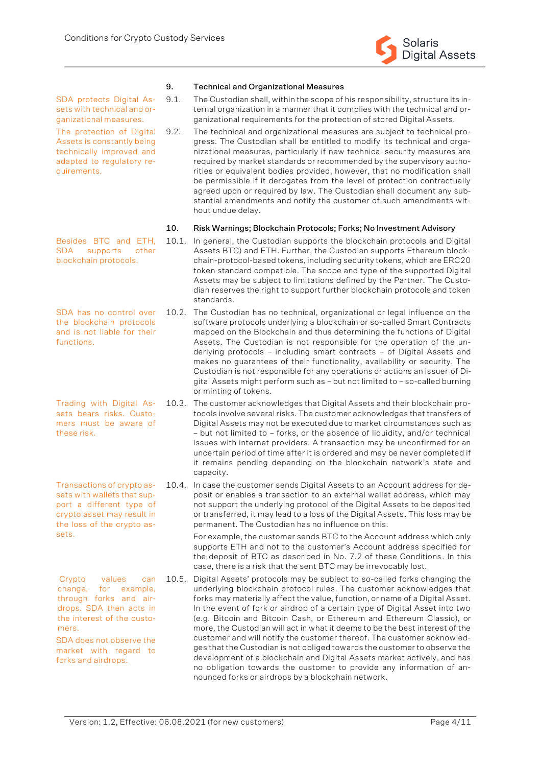## 9. Technical and Organizational Measures

*SDA protects Digital Assets with technical and organizational measures.*

9.1. The Custodian shall, within the scope of his responsibility, structure its internal organization in a manner that it complies with the technical and organizational requirements for the protection of stored Digital Assets.

*The protection of Digital Assets is constantly being technically improved and adapted to regulatory requirements.*

9.2. The technical and organizational measures are subject to technical progress. The Custodian shall be entitled to modify its technical and organizational measures, particularly if new technical security measures are required by market standards or recommended by the supervisory authorities or equivalent bodies provided, however, that no modification shall be permissible if it derogates from the level of protection contractually agreed upon or required by law. The Custodian shall document any substantial amendments and notify the customer of such amendments without undue delay.

## 10. Risk Warnings; Blockchain Protocols; Forks; No Investment Advisory

*Besides BTC and ETH, SDA supports other blockchain protocols.*

10.1. In general, the Custodian supports the blockchain protocols and Digital Assets BTC) and ETH. Further, the Custodian supports Ethereum blockchain-protocol-based tokens, including security tokens, which are ERC20 token standard compatible. The scope and type of the supported Digital Assets may be subject to limitations defined by the Partner. The Custodian reserves the right to support further blockchain protocols and token standards.

*SDA has no control over the blockchain protocols and is not liable for their functions.*

10.2. The Custodian has no technical, organizational or legal influence on the software protocols underlying a blockchain or so-called Smart Contracts mapped on the Blockchain and thus determining the functions of Digital Assets. The Custodian is not responsible for the operation of the underlying protocols – including smart contracts – of Digital Assets and makes no guarantees of their functionality, availability or security. The Custodian is not responsible for any operations or actions an issuer of Digital Assets might perform such as – but not limited to – so-called burning or minting of tokens.

*Trading with Digital Assets bears risks. Customers must be aware of these risk.*

10.3. The customer acknowledges that Digital Assets and their blockchain protocols involve several risks. The customer acknowledges that transfers of Digital Assets may not be executed due to market circumstances such as – but not limited to – forks, or the absence of liquidity, and/or technical issues with internet providers. A transaction may be unconfirmed for an uncertain period of time after it is ordered and may be never completed if it remains pending depending on the blockchain network's state and capacity.

*Transactions of crypto assets with wallets that support a different type of crypto asset may result in the loss of the crypto assets.*

10.4. In case the customer sends Digital Assets to an Account address for deposit or enables a transaction to an external wallet address, which may not support the underlying protocol of the Digital Assets to be deposited or transferred, it may lead to a loss of the Digital Assets. This loss may be permanent. The Custodian has no influence on this.

For example, the customer sends BTC to the Account address which only supports ETH and not to the customer's Account address specified for the deposit of BTC as described in No. 7.2 of these Conditions. In this case, there is a risk that the sent BTC may be irrevocably lost.

*Crypto values can change, for example, through forks and airdrops. SDA then acts in the interest of the customers.*

*SDA does not observe the market with regard to forks and airdrops.*

10.5. Digital Assets' protocols may be subject to so-called forks changing the underlying blockchain protocol rules. The customer acknowledges that forks may materially affect the value, function, or name of a Digital Asset. In the event of fork or airdrop of a certain type of Digital Asset into two (e.g. Bitcoin and Bitcoin Cash, or Ethereum and Ethereum Classic), or more, the Custodian will act in what it deems to be the best interest of the customer and will notify the customer thereof. The customer acknowledges that the Custodian is not obliged towards the customer to observe the development of a blockchain and Digital Assets market actively, and has no obligation towards the customer to provide any information of announced forks or airdrops by a blockchain network.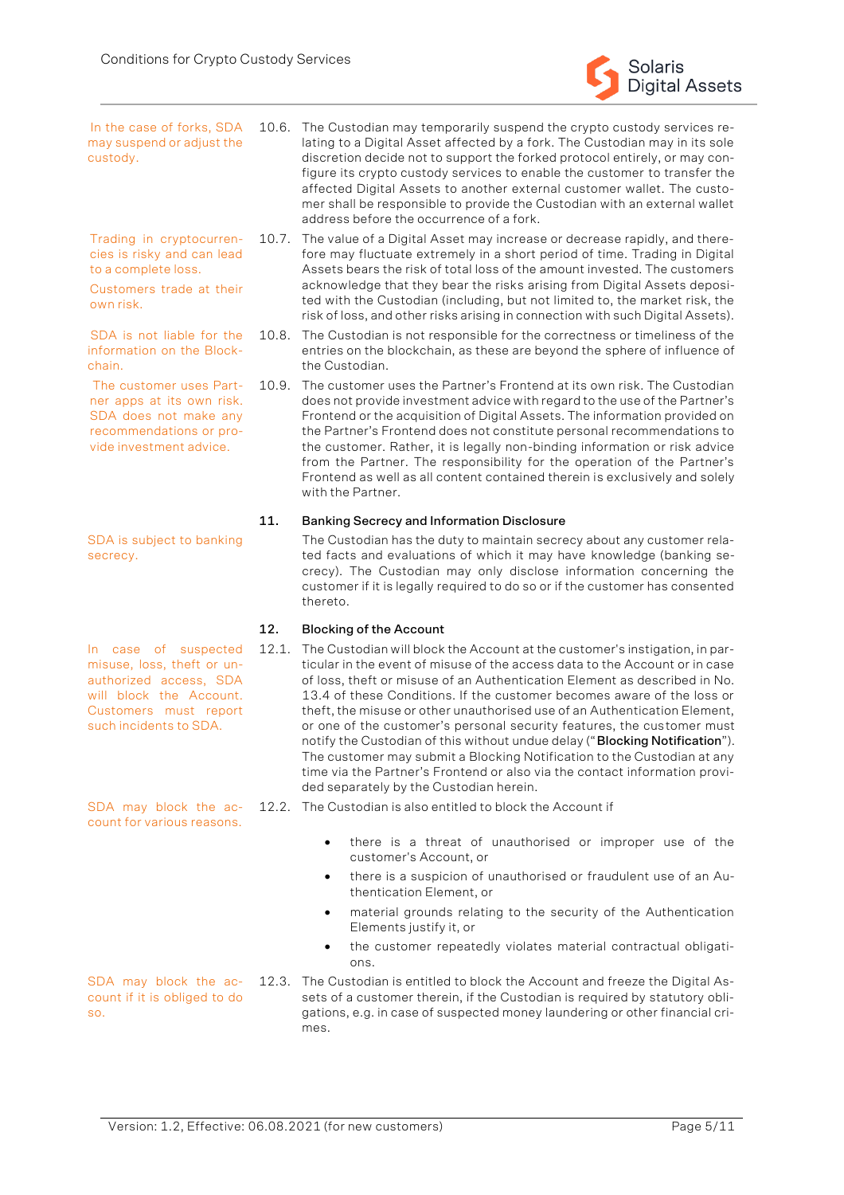In the case of forks, SDA may suspend or adjust the custody.

10.6. The Custodian may temporarily suspend the crypto custody services relating to a Digital Asset affected by a fork. The Custodian may in its sole discretion decide not to support the forked protocol entirely, or may configure its crypto custody services to enable the customer to transfer the affected Digital Assets to another external customer wallet. The customer shall be responsible to provide the Custodian with an external wallet address before the occurrence of a fork.

Trading in cryptocurrencies is risky and can lead to a complete loss.

Customers trade at their own risk.

10.7. The value of a Digital Asset may increase or decrease rapidly, and therefore may fluctuate extremely in a short period of time. Trading in Digital Assets bears the risk of total loss of the amount invested. The customers acknowledge that they bear the risks arising from Digital Assets deposited with the Custodian (including, but not limited to, the market risk, the risk of loss, and other risks arising in connection with such Digital Assets).

SDA is not liable for the information on the Blockchain.

10.8. The Custodian is not responsible for the correctness or timeliness of the entries on the blockchain, as these are beyond the sphere of influence of the Custodian.

The customer uses Partner apps at its own risk. SDA does not make any recommendations or provide investment advice.

10.9. The customer uses the Partner's Frontend at its own risk. The Custodian does not provide investment advice with regard to the use of the Partner's Frontend or the acquisition of Digital Assets. The information provided on the Partner's Frontend does not constitute personal recommendations to the customer. Rather, it is legally non-binding information or risk advice from the Partner. The responsibility for the operation of the Partner's Frontend as well as all content contained therein is exclusively and solely with the Partner.

## 11. Banking Secrecy and Information Disclosure

SDA is subject to banking secrecy.

The Custodian has the duty to maintain secrecy about any customer related facts and evaluations of which it may have knowledge (banking secrecy). The Custodian may only disclose information concerning the customer if it is legally required to do so or if the customer has consented thereto.

## 12. Blocking of the Account

In case of suspected misuse, loss, theft or unauthorized access, SDA will block the Account. Customers must report such incidents to SDA.

12.1. The Custodian will block the Account at the customer's instigation, in particular in the event of misuse of the access data to the Account or in case of loss, theft or misuse of an Authentication Element as described in No. 13.4 of these Conditions. If the customer becomes aware of the loss or theft, the misuse or other unauthorised use of an Authentication Element, or one of the customer's personal security features, the customer must notify the Custodian of this without undue delay ("**Blocking Notification**"). The customer may submit a Blocking Notification to the Custodian at any time via the Partner's Frontend or also via the contact information provided separately by the Custodian herein.

SDA may block the account for various reasons.

12.2. The Custodian is also entitled to block the Account if

- there is a threat of unauthorised or improper use of the customer's Account, or
- there is a suspicion of unauthorised or fraudulent use of an Authentication Element, or
- material grounds relating to the security of the Authentication Elements justify it, or
- the customer repeatedly violates material contractual obligations.

SDA may block the account if it is obliged to do so.

12.3. The Custodian is entitled to block the Account and freeze the Digital Assets of a customer therein, if the Custodian is required by statutory obligations, e.g. in case of suspected money laundering or other financial crimes.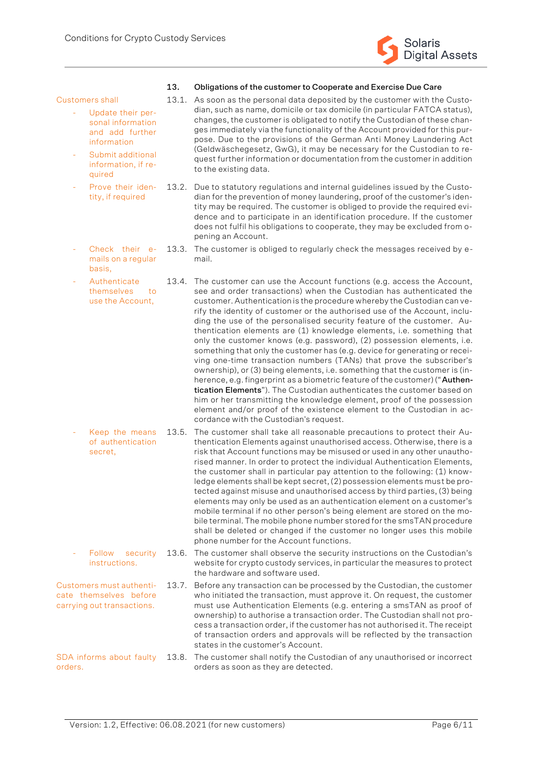## 13. Obligations of the customer to Cooperate and Exercise Due Care

Customers shall

- Update their personal information and add further information
- Submit additional information, if required
- Prove their identity, if required
- Check their e-mails on a regular basis,
- Authenticate themselves to use the Account,
- Keep the means of authentication secret,
- Follow security instructions.

13.1. As soon as the personal data deposited by the customer with the Custodian, such as name, domicile or tax domicile (in particular FATCA status), changes, the customer is obligated to notify the Custodian of these changes immediately via the functionality of the Account provided for this purpose. Due to the provisions of the German Anti Money Laundering Act (Geldwäschegesetz, GwG), it may be necessary for the Custodian to request further information or documentation from the customer in addition to the existing data.

13.2. Due to statutory regulations and internal guidelines issued by the Custodian for the prevention of money laundering, proof of the customer's identity may be required. The customer is obliged to provide the required evidence and to participate in an identification procedure. If the customer does not fulfil his obligations to cooperate, they may be excluded from opening an Account.

13.3. The customer is obliged to regularly check the messages received by e-mail.

13.4. The customer can use the Account functions (e.g. access the Account, see and order transactions) when the Custodian has authenticated the customer. Authentication is the procedure whereby the Custodian can verify the identity of customer or the authorised use of the Account, including the use of the personalised security feature of the customer. Authentication elements are (1) knowledge elements, i.e. something that only the customer knows (e.g. password), (2) possession elements, i.e. something that only the customer has (e.g. device for generating or receiving one-time transaction numbers (TANs) that prove the subscriber's ownership), or (3) being elements, i.e. something that the customer is (inherence, e.g. fingerprint as a biometric feature of the customer) ("**Authentication Elements**"). The Custodian authenticates the customer based on him or her transmitting the knowledge element, proof of the possession element and/or proof of the existence element to the Custodian in accordance with the Custodian's request.

13.5. The customer shall take all reasonable precautions to protect their Authentication Elements against unauthorised access. Otherwise, there is a risk that Account functions may be misused or used in any other unauthorised manner. In order to protect the individual Authentication Elements, the customer shall in particular pay attention to the following: (1) knowledge elements shall be kept secret, (2) possession elements must be protected against misuse and unauthorised access by third parties, (3) being elements may only be used as an authentication element on a customer's mobile terminal if no other person's being element are stored on the mobile terminal. The mobile phone number stored for the smsTAN procedure shall be deleted or changed if the customer no longer uses this mobile phone number for the Account functions.

13.6. The customer shall observe the security instructions on the Custodian's website for crypto custody services, in particular the measures to protect the hardware and software used.

Customers must authenticate themselves before carrying out transactions.

13.7. Before any transaction can be processed by the Custodian, the customer who initiated the transaction, must approve it. On request, the customer must use Authentication Elements (e.g. entering a smsTAN as proof of ownership) to authorise a transaction order. The Custodian shall not process a transaction order, if the customer has not authorised it. The receipt of transaction orders and approvals will be reflected by the transaction states in the customer's Account.

SDA informs about faulty orders.

13.8. The customer shall notify the Custodian of any unauthorised or incorrect orders as soon as they are detected.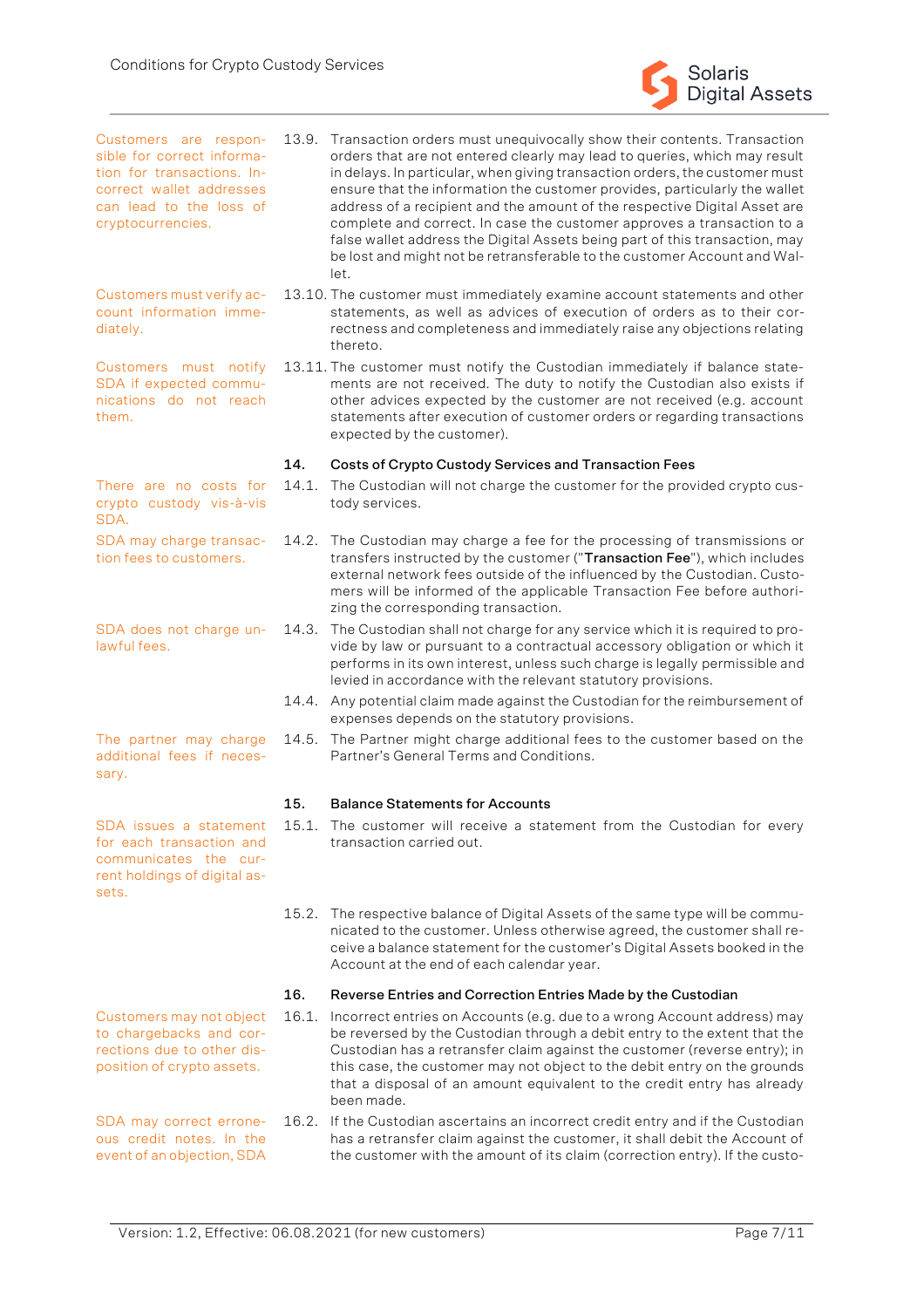Customers are responsible for correct information for transactions. Incorrect wallet addresses can lead to the loss of cryptocurrencies.

13.9. Transaction orders must unequivocally show their contents. Transaction orders that are not entered clearly may lead to queries, which may result in delays. In particular, when giving transaction orders, the customer must ensure that the information the customer provides, particularly the wallet address of a recipient and the amount of the respective Digital Asset are complete and correct. In case the customer approves a transaction to a false wallet address the Digital Assets being part of this transaction, may be lost and might not be retransferable to the customer Account and Wallet.

Customers must verify account information immediately.

13.10. The customer must immediately examine account statements and other statements, as well as advices of execution of orders as to their correctness and completeness and immediately raise any objections relating thereto.

Customers must notify SDA if expected communications do not reach them.

13.11. The customer must notify the Custodian immediately if balance statements are not received. The duty to notify the Custodian also exists if other advices expected by the customer are not received (e.g. account statements after execution of customer orders or regarding transactions expected by the customer).

## 14. Costs of Crypto Custody Services and Transaction Fees

There are no costs for crypto custody vis-à-vis SDA.

14.1. The Custodian will not charge the customer for the provided crypto custody services.

SDA may charge transaction fees to customers.

14.2. The Custodian may charge a fee for the processing of transmissions or transfers instructed by the customer ("**Transaction Fee**"), which includes external network fees outside of the influenced by the Custodian. Customers will be informed of the applicable Transaction Fee before authorizing the corresponding transaction.

SDA does not charge unlawful fees.

14.3. The Custodian shall not charge for any service which it is required to provide by law or pursuant to a contractual accessory obligation or which it performs in its own interest, unless such charge is legally permissible and levied in accordance with the relevant statutory provisions.

14.4. Any potential claim made against the Custodian for the reimbursement of expenses depends on the statutory provisions.

The partner may charge additional fees if necessary.

14.5. The Partner might charge additional fees to the customer based on the Partner's General Terms and Conditions.

## 15. Balance Statements for Accounts

SDA issues a statement for each transaction and communicates the current holdings of digital assets.

15.1. The customer will receive a statement from the Custodian for every transaction carried out.

15.2. The respective balance of Digital Assets of the same type will be communicated to the customer. Unless otherwise agreed, the customer shall receive a balance statement for the customer's Digital Assets booked in the Account at the end of each calendar year.

## 16. Reverse Entries and Correction Entries Made by the Custodian

Customers may not object to chargebacks and corrections due to other disposition of crypto assets.

16.1. Incorrect entries on Accounts (e.g. due to a wrong Account address) may be reversed by the Custodian through a debit entry to the extent that the Custodian has a retransfer claim against the customer (reverse entry); in this case, the customer may not object to the debit entry on the grounds that a disposal of an amount equivalent to the credit entry has already been made.

SDA may correct erroneous credit notes. In the event of an objection, SDA

16.2. If the Custodian ascertains an incorrect credit entry and if the Custodian has a retransfer claim against the customer, it shall debit the Account of the customer with the amount of its claim (correction entry). If the custo-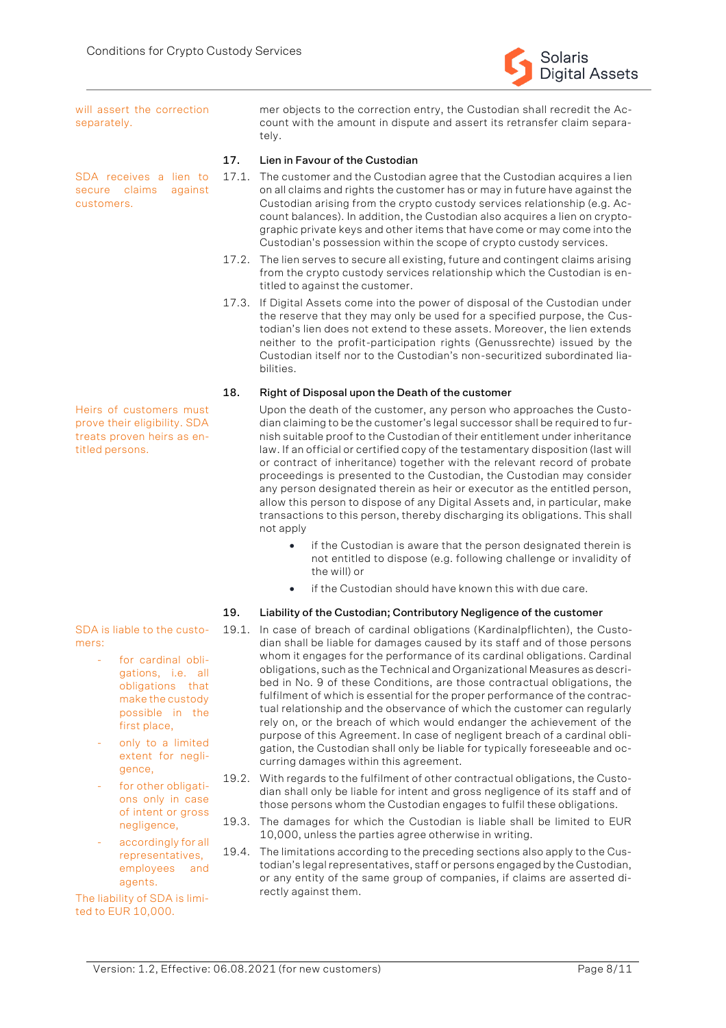will assert the correction separately.

mer objects to the correction entry, the Custodian shall recredit the Account with the amount in dispute and assert its retransfer claim separately.

### 17. Lien in Favour of the Custodian

SDA receives a lien to secure claims against customers.

17.1. The customer and the Custodian agree that the Custodian acquires a lien on all claims and rights the customer has or may in future have against the Custodian arising from the crypto custody services relationship (e.g. Account balances). In addition, the Custodian also acquires a lien on cryptographic private keys and other items that have come or may come into the Custodian's possession within the scope of crypto custody services.

17.2. The lien serves to secure all existing, future and contingent claims arising from the crypto custody services relationship which the Custodian is entitled to against the customer.

17.3. If Digital Assets come into the power of disposal of the Custodian under the reserve that they may only be used for a specified purpose, the Custodian's lien does not extend to these assets. Moreover, the lien extends neither to the profit-participation rights (Genussrechte) issued by the Custodian itself nor to the Custodian's non-securitized subordinated liabilities.

### 18. Right of Disposal upon the Death of the customer

Heirs of customers must prove their eligibility. SDA treats proven heirs as entitled persons.

Upon the death of the customer, any person who approaches the Custodian claiming to be the customer's legal successor shall be required to furnish suitable proof to the Custodian of their entitlement under inheritance law. If an official or certified copy of the testamentary disposition (last will or contract of inheritance) together with the relevant record of probate proceedings is presented to the Custodian, the Custodian may consider any person designated therein as heir or executor as the entitled person, allow this person to dispose of any Digital Assets and, in particular, make transactions to this person, thereby discharging its obligations. This shall not apply

- if the Custodian is aware that the person designated therein is not entitled to dispose (e.g. following challenge or invalidity of the will) or
- if the Custodian should have known this with due care.

### 19. Liability of the Custodian; Contributory Negligence of the customer

SDA is liable to the customers:

- for cardinal obligations, i.e. all obligations that make the custody possible in the first place,
- only to a limited extent for negligence,
- for other obligations only in case of intent or gross negligence,
- accordingly for all representatives, employees and agents.

The liability of SDA is limited to EUR 10,000.

19.1. In case of breach of cardinal obligations (Kardinalpflichten), the Custodian shall be liable for damages caused by its staff and of those persons whom it engages for the performance of its cardinal obligations. Cardinal obligations, such as the Technical and Organizational Measures as described in No. 9 of these Conditions, are those contractual obligations, the fulfilment of which is essential for the proper performance of the contractual relationship and the observance of which the customer can regularly rely on, or the breach of which would endanger the achievement of the purpose of this Agreement. In case of negligent breach of a cardinal obligation, the Custodian shall only be liable for typically foreseeable and occurring damages within this agreement.

19.2. With regards to the fulfilment of other contractual obligations, the Custodian shall only be liable for intent and gross negligence of its staff and of those persons whom the Custodian engages to fulfil these obligations.

19.3. The damages for which the Custodian is liable shall be limited to EUR 10,000, unless the parties agree otherwise in writing.

19.4. The limitations according to the preceding sections also apply to the Custodian's legal representatives, staff or persons engaged by the Custodian, or any entity of the same group of companies, if claims are asserted directly against them.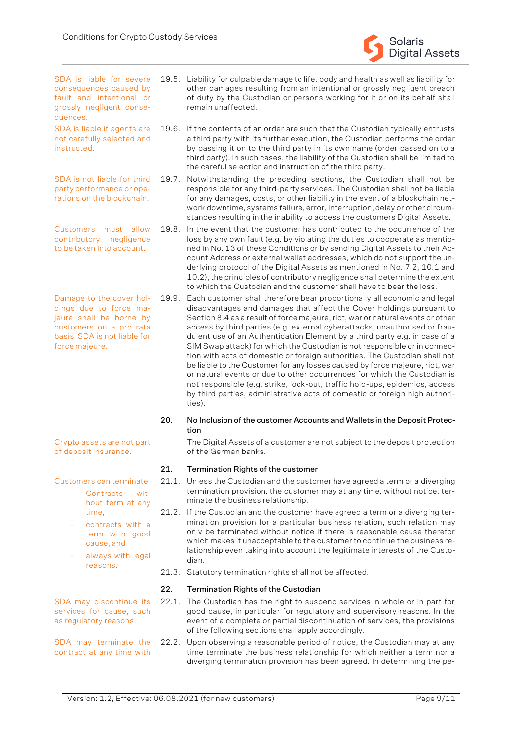SDA is liable for severe consequences caused by fault and intentional or grossly negligent consequences.

19.5. Liability for culpable damage to life, body and health as well as liability for other damages resulting from an intentional or grossly negligent breach of duty by the Custodian or persons working for it or on its behalf shall remain unaffected.

SDA is liable if agents are not carefully selected and instructed.

19.6. If the contents of an order are such that the Custodian typically entrusts a third party with its further execution, the Custodian performs the order by passing it on to the third party in its own name (order passed on to a third party). In such cases, the liability of the Custodian shall be limited to the careful selection and instruction of the third party.

SDA is not liable for third party performance or operations on the blockchain.

19.7. Notwithstanding the preceding sections, the Custodian shall not be responsible for any third-party services. The Custodian shall not be liable for any damages, costs, or other liability in the event of a blockchain network downtime, systems failure, error, interruption, delay or other circumstances resulting in the inability to access the customers Digital Assets.

Customers must allow contributory negligence to be taken into account.

19.8. In the event that the customer has contributed to the occurrence of the loss by any own fault (e.g. by violating the duties to cooperate as mentioned in No. 13 of these Conditions or by sending Digital Assets to their Account Address or external wallet addresses, which do not support the underlying protocol of the Digital Assets as mentioned in No. 7.2, 10.1 and 10.2), the principles of contributory negligence shall determine the extent to which the Custodian and the customer shall have to bear the loss.

Damage to the cover holdings due to force majeure shall be borne by customers on a pro rata basis. SDA is not liable for force majeure.

19.9. Each customer shall therefore bear proportionally all economic and legal disadvantages and damages that affect the Cover Holdings pursuant to Section 8.4 as a result of force majeure, riot, war or natural events or other access by third parties (e.g. external cyberattacks, unauthorised or fraudulent use of an Authentication Element by a third party e.g. in case of a SIM Swap attack) for which the Custodian is not responsible or in connection with acts of domestic or foreign authorities. The Custodian shall not be liable to the Customer for any losses caused by force majeure, riot, war or natural events or due to other occurrences for which the Custodian is not responsible (e.g. strike, lock-out, traffic hold-ups, epidemics, access by third parties, administrative acts of domestic or foreign high authorities).

## 20. No Inclusion of the customer Accounts and Wallets in the Deposit Protection

Crypto assets are not part of deposit insurance.

The Digital Assets of a customer are not subject to the deposit protection of the German banks.

## 21. Termination Rights of the customer

Customers can terminate
- Contracts without term at any time,
- contracts with a term with good cause, and
- always with legal reasons.

21.1. Unless the Custodian and the customer have agreed a term or a diverging termination provision, the customer may at any time, without notice, terminate the business relationship.

21.2. If the Custodian and the customer have agreed a term or a diverging termination provision for a particular business relation, such relation may only be terminated without notice if there is reasonable cause therefor which makes it unacceptable to the customer to continue the business relationship even taking into account the legitimate interests of the Custodian.

21.3. Statutory termination rights shall not be affected.

## 22. Termination Rights of the Custodian

SDA may discontinue its services for cause, such as regulatory reasons.

22.1. The Custodian has the right to suspend services in whole or in part for good cause, in particular for regulatory and supervisory reasons. In the event of a complete or partial discontinuation of services, the provisions of the following sections shall apply accordingly.

SDA may terminate the contract at any time with

22.2. Upon observing a reasonable period of notice, the Custodian may at any time terminate the business relationship for which neither a term nor a diverging termination provision has been agreed. In determining the pe-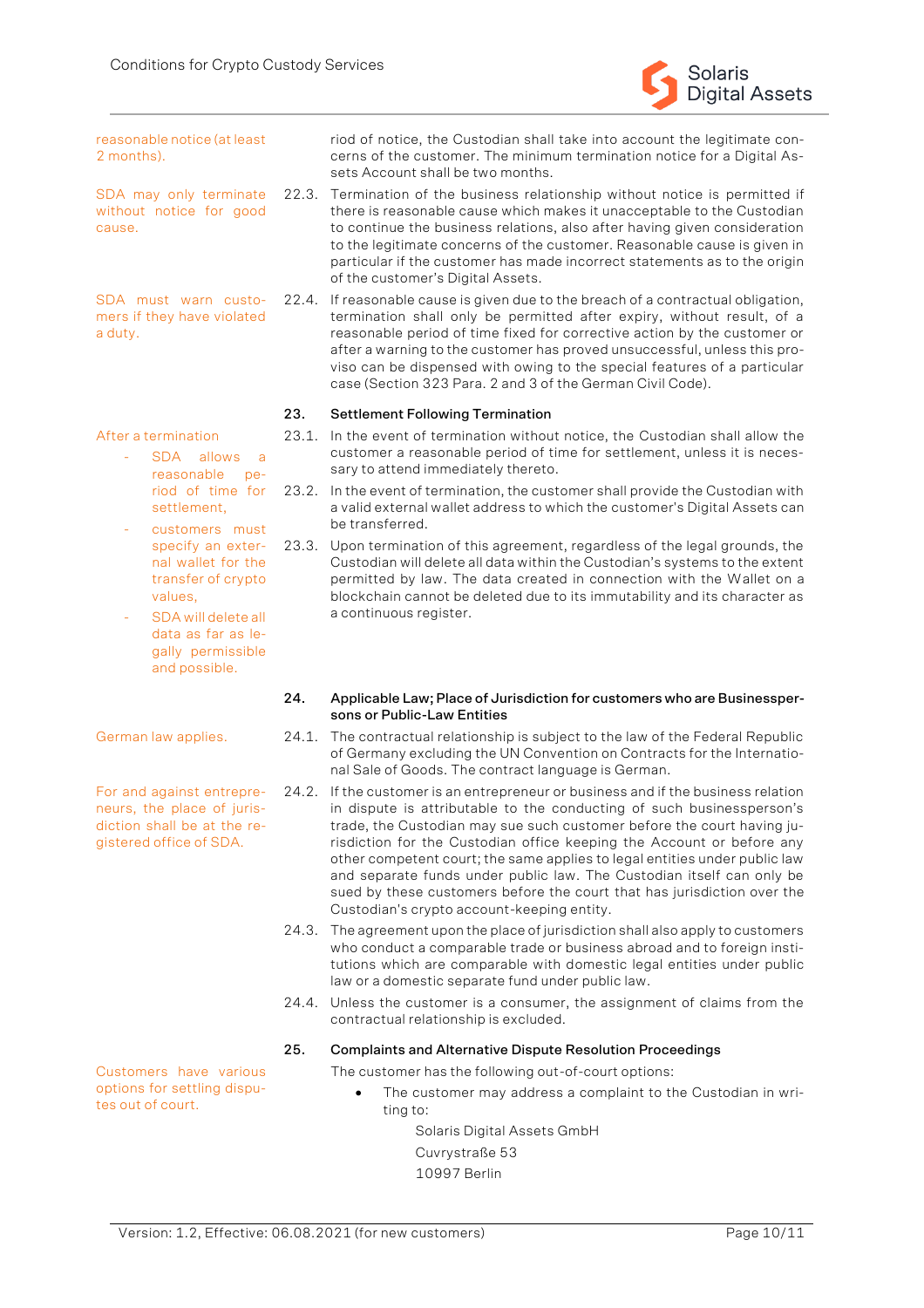reasonable notice (at least 2 months).

riod of notice, the Custodian shall take into account the legitimate concerns of the customer. The minimum termination notice for a Digital Assets Account shall be two months.

SDA may only terminate without notice for good cause.

22.3. Termination of the business relationship without notice is permitted if there is reasonable cause which makes it unacceptable to the Custodian to continue the business relations, also after having given consideration to the legitimate concerns of the customer. Reasonable cause is given in particular if the customer has made incorrect statements as to the origin of the customer's Digital Assets.

SDA must warn customers if they have violated a duty.

22.4. If reasonable cause is given due to the breach of a contractual obligation, termination shall only be permitted after expiry, without result, of a reasonable period of time fixed for corrective action by the customer or after a warning to the customer has proved unsuccessful, unless this proviso can be dispensed with owing to the special features of a particular case (Section 323 Para. 2 and 3 of the German Civil Code).

## 23. Settlement Following Termination

After a termination

- SDA allows a reasonable period of time for settlement,
- customers must specify an external wallet for the transfer of crypto values,
- SDA will delete all data as far as legally permissible and possible.

23.1. In the event of termination without notice, the Custodian shall allow the customer a reasonable period of time for settlement, unless it is necessary to attend immediately thereto.

23.2. In the event of termination, the customer shall provide the Custodian with a valid external wallet address to which the customer's Digital Assets can be transferred.

23.3. Upon termination of this agreement, regardless of the legal grounds, the Custodian will delete all data within the Custodian's systems to the extent permitted by law. The data created in connection with the Wallet on a blockchain cannot be deleted due to its immutability and its character as a continuous register.

## 24. Applicable Law; Place of Jurisdiction for customers who are Businesspersons or Public-Law Entities

German law applies.

24.1. The contractual relationship is subject to the law of the Federal Republic of Germany excluding the UN Convention on Contracts for the International Sale of Goods. The contract language is German.

For and against entrepreneurs, the place of jurisdiction shall be at the registered office of SDA.

24.2. If the customer is an entrepreneur or business and if the business relation in dispute is attributable to the conducting of such businessperson's trade, the Custodian may sue such customer before the court having jurisdiction for the Custodian office keeping the Account or before any other competent court; the same applies to legal entities under public law and separate funds under public law. The Custodian itself can only be sued by these customers before the court that has jurisdiction over the Custodian's crypto account-keeping entity.

24.3. The agreement upon the place of jurisdiction shall also apply to customers who conduct a comparable trade or business abroad and to foreign institutions which are comparable with domestic legal entities under public law or a domestic separate fund under public law.

24.4. Unless the customer is a consumer, the assignment of claims from the contractual relationship is excluded.

## 25. Complaints and Alternative Dispute Resolution Proceedings

Customers have various options for settling disputes out of court.

The customer has the following out-of-court options:

- The customer may address a complaint to the Custodian in writing to:

  Solaris Digital Assets GmbH

  Cuvrystraße 53

  10997 Berlin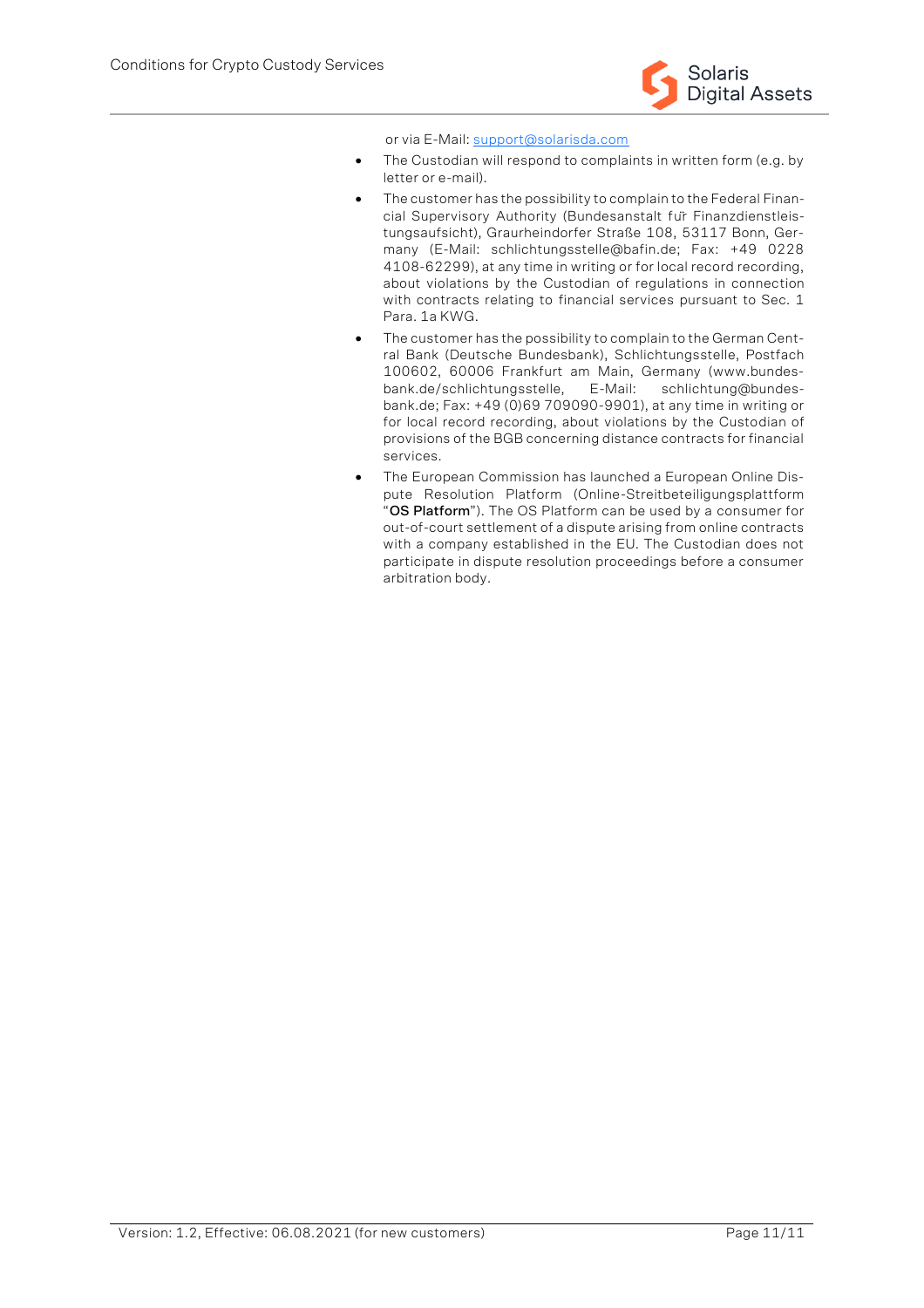or via E-Mail: [support@solarisda.com](mailto:support@solarisda.com)

- The Custodian will respond to complaints in written form (e.g. by letter or e-mail).
- The customer has the possibility to complain to the Federal Financial Supervisory Authority (Bundesanstalt für Finanzdienstleistungsaufsicht), Graurheindorfer Straße 108, 53117 Bonn, Germany (E-Mail: schlichtungsstelle@bafin.de; Fax: +49 0228 4108-62299), at any time in writing or for local record recording, about violations by the Custodian of regulations in connection with contracts relating to financial services pursuant to Sec. 1 Para. 1a KWG.
- The customer has the possibility to complain to the German Central Bank (Deutsche Bundesbank), Schlichtungsstelle, Postfach 100602, 60006 Frankfurt am Main, Germany (www.bundesbank.de/schlichtungsstelle, E-Mail: schlichtung@bundesbank.de; Fax: +49 (0)69 709090-9901), at any time in writing or for local record recording, about violations by the Custodian of provisions of the BGB concerning distance contracts for financial services.
- The European Commission has launched a European Online Dispute Resolution Platform (Online-Streitbeteiligungsplattform "**OS Platform**"). The OS Platform can be used by a consumer for out-of-court settlement of a dispute arising from online contracts with a company established in the EU. The Custodian does not participate in dispute resolution proceedings before a consumer arbitration body.